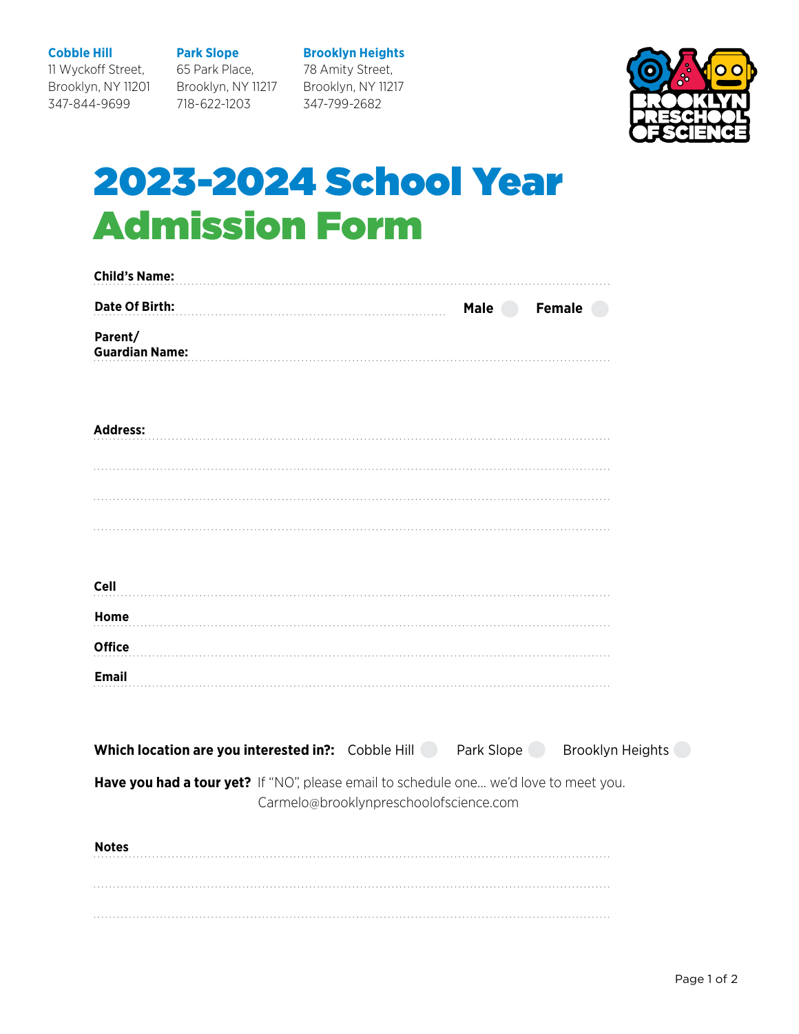**Cobble Hill**
11 Wyckoff Street,
Brooklyn, NY 11201
347-844-9699

**Park Slope**
65 Park Place,
Brooklyn, NY 11217
718-622-1203

**Brooklyn Heights**
78 Amity Street,
Brooklyn, NY 11217
347-799-2682

BROOKLYN PRESCHOOL OF SCIENCE

# 2023-2024 School Year
# Admission Form

**Child's Name:** ..............................................................................

**Date Of Birth:** .............................................. **Male** ○ **Female** ○

**Parent/ Guardian Name:** ..............................................................................

**Address:** ..............................................................................

..............................................................................

..............................................................................

..............................................................................

**Cell** ..............................................................................

**Home** ..............................................................................

**Office** ..............................................................................

**Email** ..............................................................................

**Which location are you interested in?:** Cobble Hill ○ Park Slope ○ Brooklyn Heights ○

**Have you had a tour yet?** If "NO", please email to schedule one... we'd love to meet you.
Carmelo@brooklynpreschoolofscience.com

**Notes** ..............................................................................

..............................................................................

..............................................................................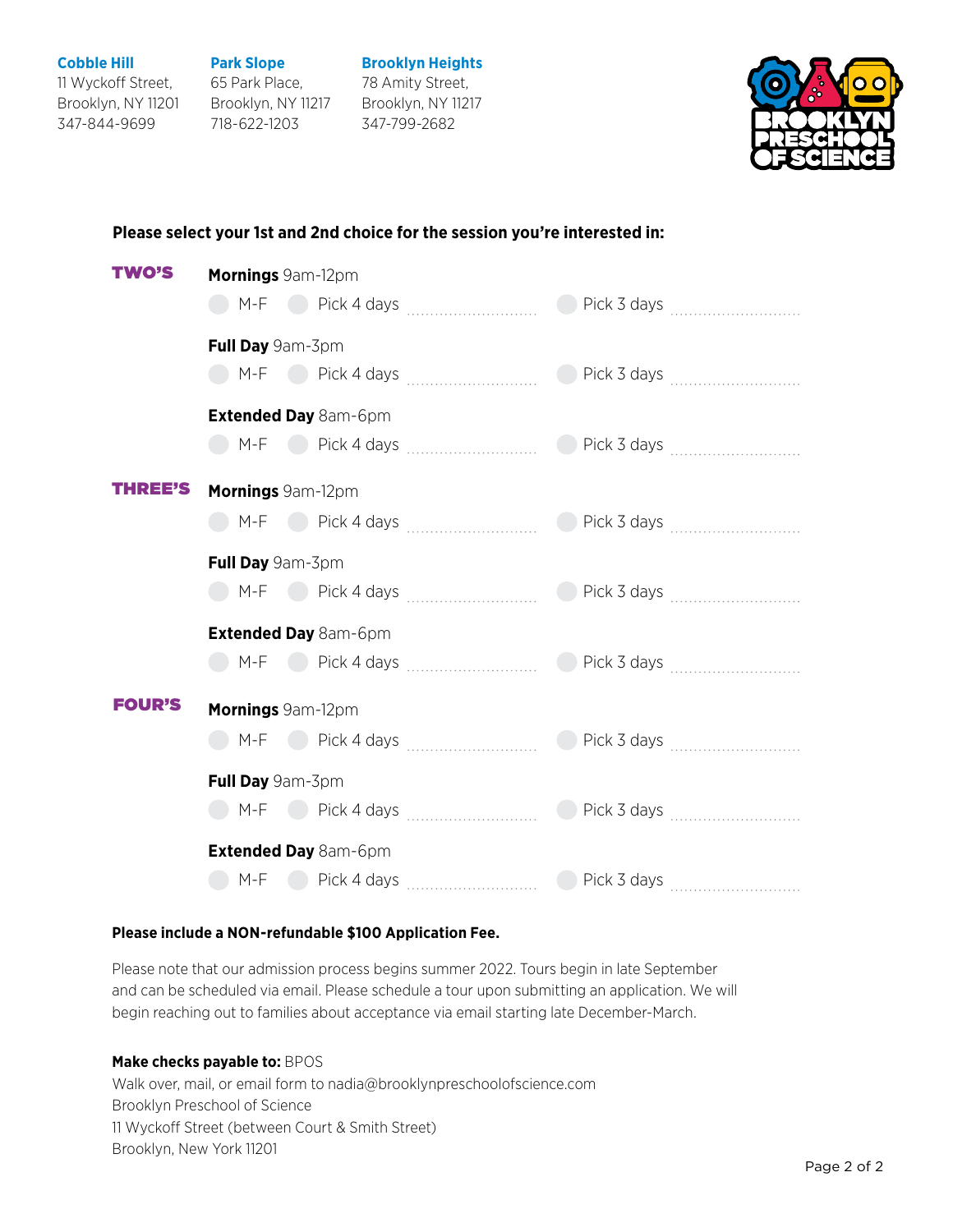**Cobble Hill**
11 Wyckoff Street,
Brooklyn, NY 11201
347-844-9699

**Park Slope**
65 Park Place,
Brooklyn, NY 11217
718-622-1203

**Brooklyn Heights**
78 Amity Street,
Brooklyn, NY 11217
347-799-2682

**BROOKLYN PRESCHOOL OF SCIENCE**

**Please select your 1st and 2nd choice for the session you're interested in:**

**TWO'S**

**Mornings** 9am-12pm

- M-F
- Pick 4 days ............................
- Pick 3 days ............................

**Full Day** 9am-3pm

- M-F
- Pick 4 days ............................
- Pick 3 days ............................

**Extended Day** 8am-6pm

- M-F
- Pick 4 days ............................
- Pick 3 days ............................

**THREE'S**

**Mornings** 9am-12pm

- M-F
- Pick 4 days ............................
- Pick 3 days ............................

**Full Day** 9am-3pm

- M-F
- Pick 4 days ............................
- Pick 3 days ............................

**Extended Day** 8am-6pm

- M-F
- Pick 4 days ............................
- Pick 3 days ............................

**FOUR'S**

**Mornings** 9am-12pm

- M-F
- Pick 4 days ............................
- Pick 3 days ............................

**Full Day** 9am-3pm

- M-F
- Pick 4 days ............................
- Pick 3 days ............................

**Extended Day** 8am-6pm

- M-F
- Pick 4 days ............................
- Pick 3 days ............................

**Please include a NON-refundable $100 Application Fee.**

Please note that our admission process begins summer 2022. Tours begin in late September and can be scheduled via email. Please schedule a tour upon submitting an application. We will begin reaching out to families about acceptance via email starting late December-March.

**Make checks payable to:** BPOS
Walk over, mail, or email form to nadia@brooklynpreschoolofscience.com
Brooklyn Preschool of Science
11 Wyckoff Street (between Court & Smith Street)
Brooklyn, New York 11201